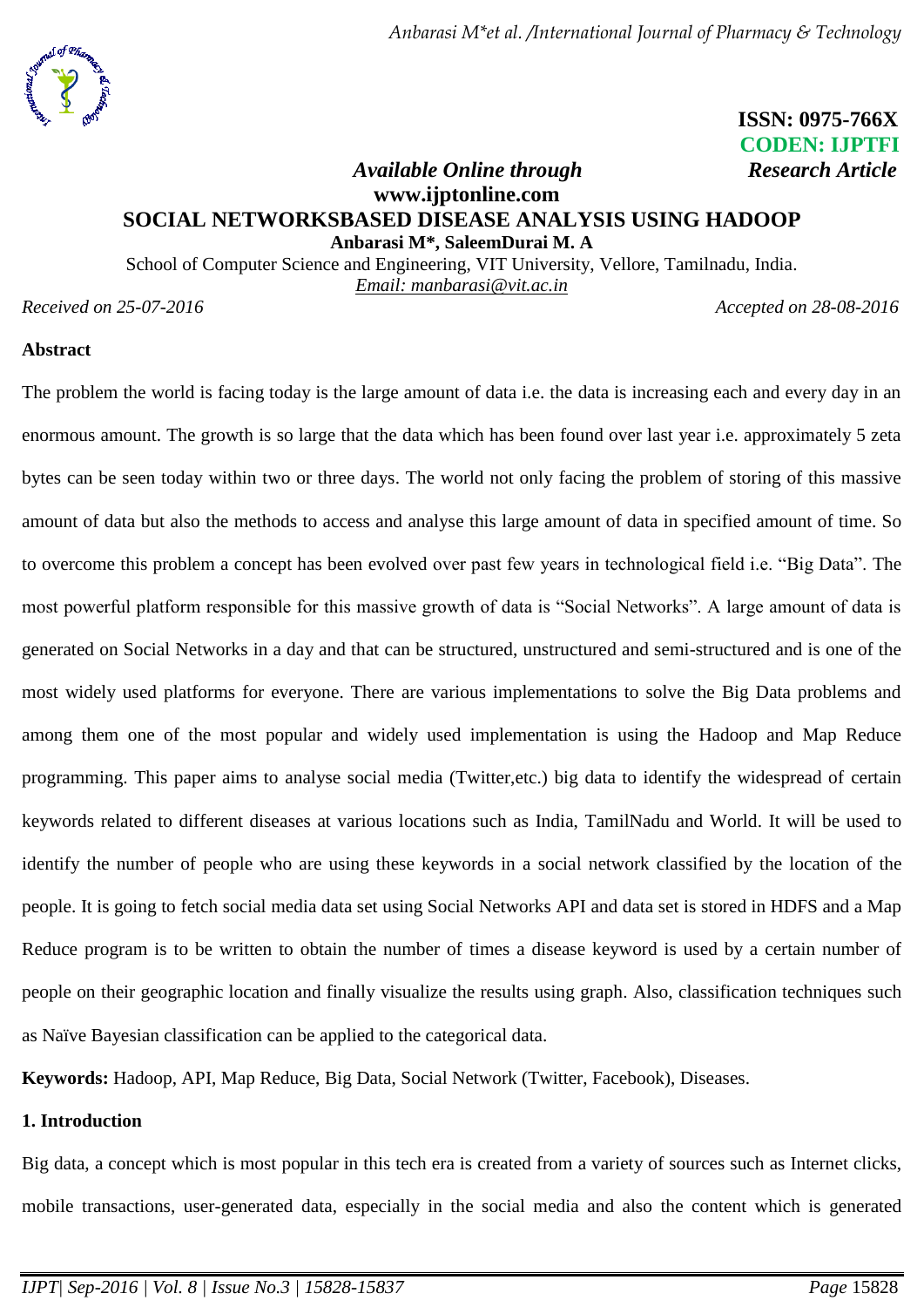ISSN: 0975-766X
CODEN: IJPTFI

*Available Online through* **www.ijptonline.com** *Research Article*

# SOCIAL NETWORKSBASED DISEASE ANALYSIS USING HADOOP

**Anbarasi M*, SaleemDurai M. A**

School of Computer Science and Engineering, VIT University, Vellore, Tamilnadu, India.

*Email: manbarasi@vit.ac.in*

*Received on 25-07-2016* *Accepted on 28-08-2016*

## Abstract

The problem the world is facing today is the large amount of data i.e. the data is increasing each and every day in an enormous amount. The growth is so large that the data which has been found over last year i.e. approximately 5 zeta bytes can be seen today within two or three days. The world not only facing the problem of storing of this massive amount of data but also the methods to access and analyse this large amount of data in specified amount of time. So to overcome this problem a concept has been evolved over past few years in technological field i.e. "Big Data". The most powerful platform responsible for this massive growth of data is "Social Networks". A large amount of data is generated on Social Networks in a day and that can be structured, unstructured and semi-structured and is one of the most widely used platforms for everyone. There are various implementations to solve the Big Data problems and among them one of the most popular and widely used implementation is using the Hadoop and Map Reduce programming. This paper aims to analyse social media (Twitter,etc.) big data to identify the widespread of certain keywords related to different diseases at various locations such as India, TamilNadu and World. It will be used to identify the number of people who are using these keywords in a social network classified by the location of the people. It is going to fetch social media data set using Social Networks API and data set is stored in HDFS and a Map Reduce program is to be written to obtain the number of times a disease keyword is used by a certain number of people on their geographic location and finally visualize the results using graph. Also, classification techniques such as Naïve Bayesian classification can be applied to the categorical data.

**Keywords:** Hadoop, API, Map Reduce, Big Data, Social Network (Twitter, Facebook), Diseases.

## 1. Introduction

Big data, a concept which is most popular in this tech era is created from a variety of sources such as Internet clicks, mobile transactions, user-generated data, especially in the social media and also the content which is generated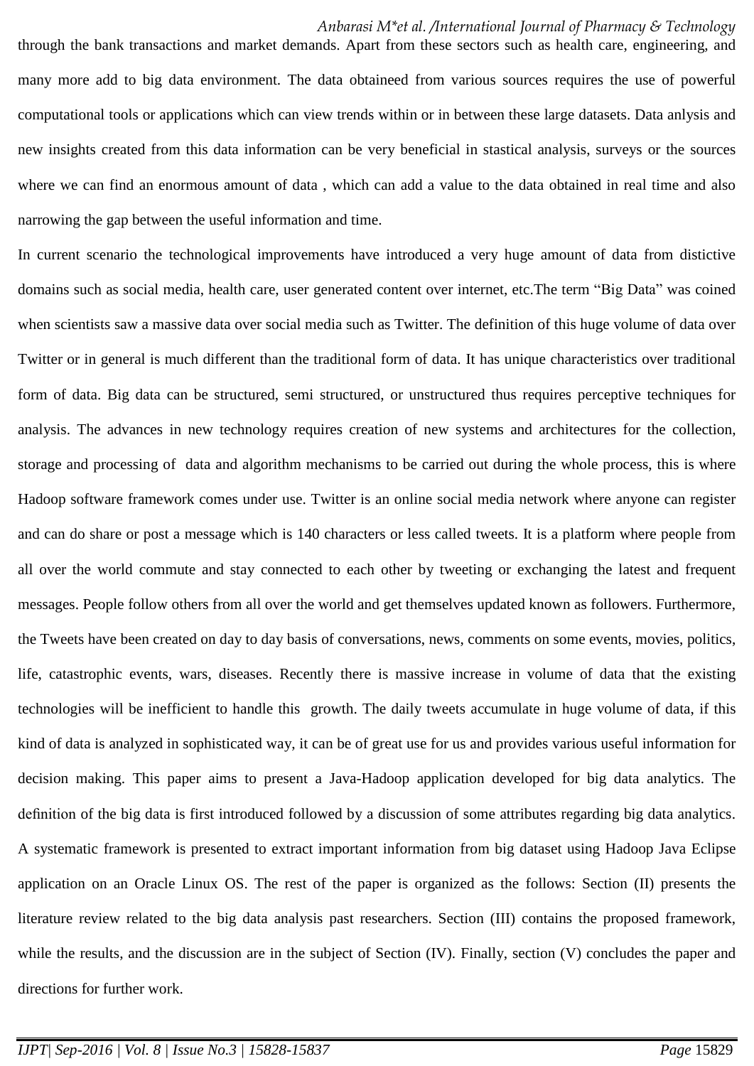through the bank transactions and market demands. Apart from these sectors such as health care, engineering, and many more add to big data environment. The data obtaineed from various sources requires the use of powerful computational tools or applications which can view trends within or in between these large datasets. Data anlysis and new insights created from this data information can be very beneficial in stastical analysis, surveys or the sources where we can find an enormous amount of data , which can add a value to the data obtained in real time and also narrowing the gap between the useful information and time.

In current scenario the technological improvements have introduced a very huge amount of data from distictive domains such as social media, health care, user generated content over internet, etc.The term "Big Data" was coined when scientists saw a massive data over social media such as Twitter. The definition of this huge volume of data over Twitter or in general is much different than the traditional form of data. It has unique characteristics over traditional form of data. Big data can be structured, semi structured, or unstructured thus requires perceptive techniques for analysis. The advances in new technology requires creation of new systems and architectures for the collection, storage and processing of data and algorithm mechanisms to be carried out during the whole process, this is where Hadoop software framework comes under use. Twitter is an online social media network where anyone can register and can do share or post a message which is 140 characters or less called tweets. It is a platform where people from all over the world commute and stay connected to each other by tweeting or exchanging the latest and frequent messages. People follow others from all over the world and get themselves updated known as followers. Furthermore, the Tweets have been created on day to day basis of conversations, news, comments on some events, movies, politics, life, catastrophic events, wars, diseases. Recently there is massive increase in volume of data that the existing technologies will be inefficient to handle this growth. The daily tweets accumulate in huge volume of data, if this kind of data is analyzed in sophisticated way, it can be of great use for us and provides various useful information for decision making. This paper aims to present a Java-Hadoop application developed for big data analytics. The definition of the big data is first introduced followed by a discussion of some attributes regarding big data analytics. A systematic framework is presented to extract important information from big dataset using Hadoop Java Eclipse application on an Oracle Linux OS. The rest of the paper is organized as the follows: Section (II) presents the literature review related to the big data analysis past researchers. Section (III) contains the proposed framework, while the results, and the discussion are in the subject of Section (IV). Finally, section (V) concludes the paper and directions for further work.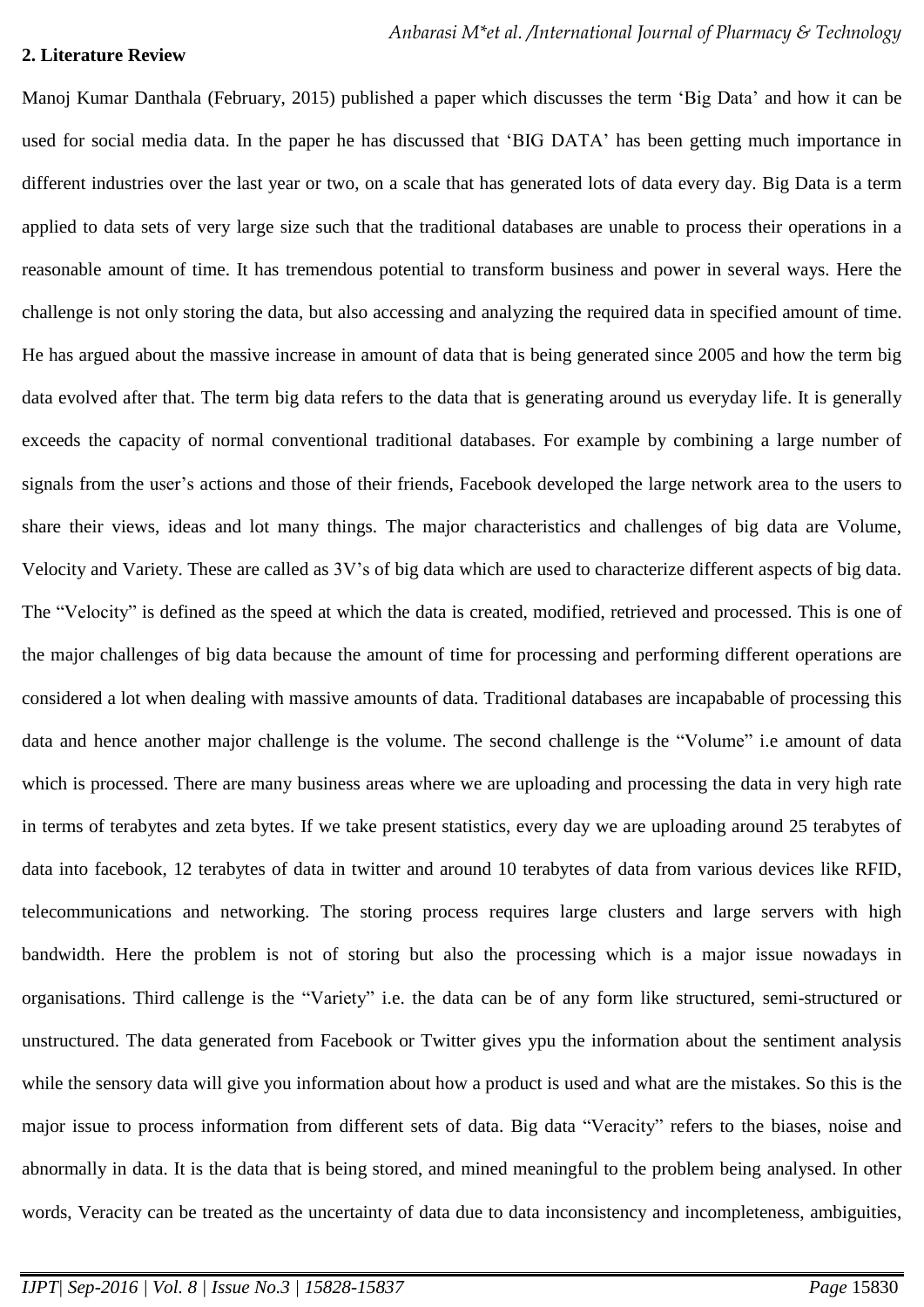## 2. Literature Review

Manoj Kumar Danthala (February, 2015) published a paper which discusses the term 'Big Data' and how it can be used for social media data. In the paper he has discussed that 'BIG DATA' has been getting much importance in different industries over the last year or two, on a scale that has generated lots of data every day. Big Data is a term applied to data sets of very large size such that the traditional databases are unable to process their operations in a reasonable amount of time. It has tremendous potential to transform business and power in several ways. Here the challenge is not only storing the data, but also accessing and analyzing the required data in specified amount of time. He has argued about the massive increase in amount of data that is being generated since 2005 and how the term big data evolved after that. The term big data refers to the data that is generating around us everyday life. It is generally exceeds the capacity of normal conventional traditional databases. For example by combining a large number of signals from the user's actions and those of their friends, Facebook developed the large network area to the users to share their views, ideas and lot many things. The major characteristics and challenges of big data are Volume, Velocity and Variety. These are called as 3V's of big data which are used to characterize different aspects of big data. The "Velocity" is defined as the speed at which the data is created, modified, retrieved and processed. This is one of the major challenges of big data because the amount of time for processing and performing different operations are considered a lot when dealing with massive amounts of data. Traditional databases are incapabable of processing this data and hence another major challenge is the volume. The second challenge is the "Volume" i.e amount of data which is processed. There are many business areas where we are uploading and processing the data in very high rate in terms of terabytes and zeta bytes. If we take present statistics, every day we are uploading around 25 terabytes of data into facebook, 12 terabytes of data in twitter and around 10 terabytes of data from various devices like RFID, telecommunications and networking. The storing process requires large clusters and large servers with high bandwidth. Here the problem is not of storing but also the processing which is a major issue nowadays in organisations. Third callenge is the "Variety" i.e. the data can be of any form like structured, semi-structured or unstructured. The data generated from Facebook or Twitter gives ypu the information about the sentiment analysis while the sensory data will give you information about how a product is used and what are the mistakes. So this is the major issue to process information from different sets of data. Big data "Veracity" refers to the biases, noise and abnormally in data. It is the data that is being stored, and mined meaningful to the problem being analysed. In other words, Veracity can be treated as the uncertainty of data due to data inconsistency and incompleteness, ambiguities,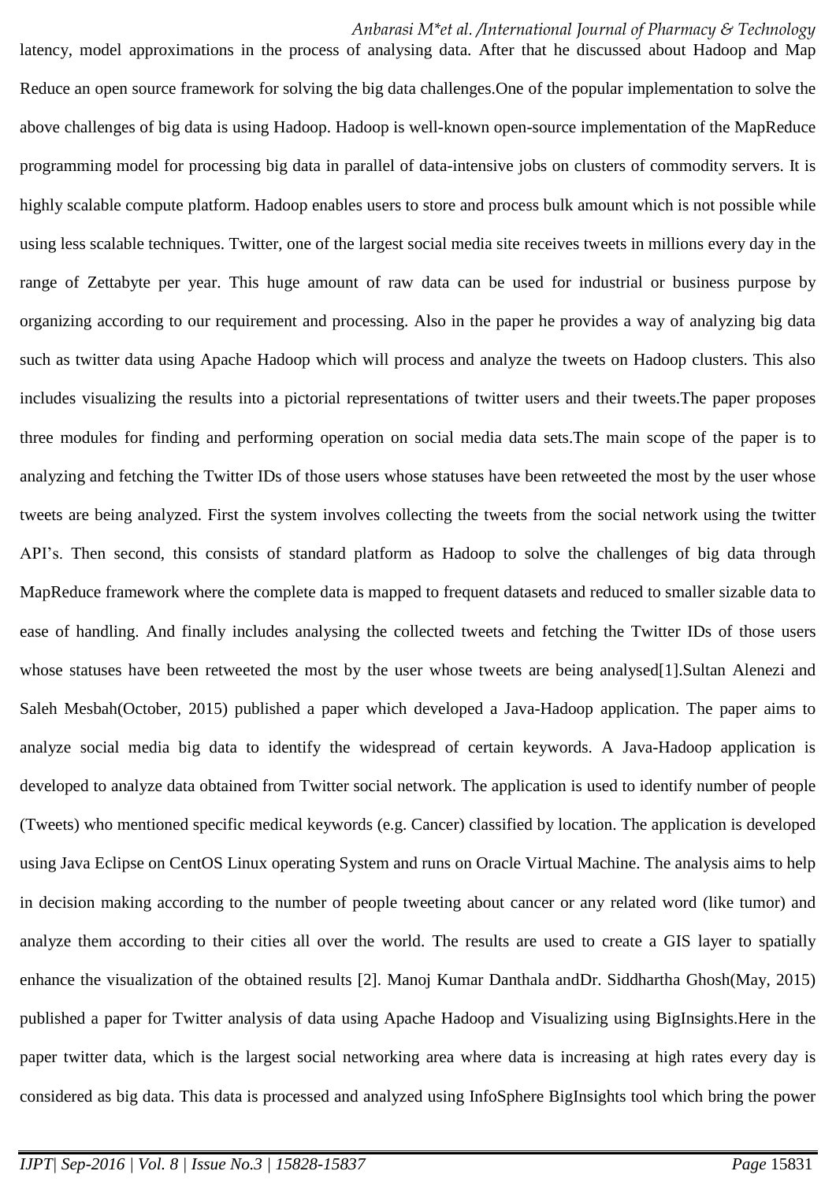latency, model approximations in the process of analysing data. After that he discussed about Hadoop and Map Reduce an open source framework for solving the big data challenges.One of the popular implementation to solve the above challenges of big data is using Hadoop. Hadoop is well-known open-source implementation of the MapReduce programming model for processing big data in parallel of data-intensive jobs on clusters of commodity servers. It is highly scalable compute platform. Hadoop enables users to store and process bulk amount which is not possible while using less scalable techniques. Twitter, one of the largest social media site receives tweets in millions every day in the range of Zettabyte per year. This huge amount of raw data can be used for industrial or business purpose by organizing according to our requirement and processing. Also in the paper he provides a way of analyzing big data such as twitter data using Apache Hadoop which will process and analyze the tweets on Hadoop clusters. This also includes visualizing the results into a pictorial representations of twitter users and their tweets.The paper proposes three modules for finding and performing operation on social media data sets.The main scope of the paper is to analyzing and fetching the Twitter IDs of those users whose statuses have been retweeted the most by the user whose tweets are being analyzed. First the system involves collecting the tweets from the social network using the twitter API's. Then second, this consists of standard platform as Hadoop to solve the challenges of big data through MapReduce framework where the complete data is mapped to frequent datasets and reduced to smaller sizable data to ease of handling. And finally includes analysing the collected tweets and fetching the Twitter IDs of those users whose statuses have been retweeted the most by the user whose tweets are being analysed[1].Sultan Alenezi and Saleh Mesbah(October, 2015) published a paper which developed a Java-Hadoop application. The paper aims to analyze social media big data to identify the widespread of certain keywords. A Java-Hadoop application is developed to analyze data obtained from Twitter social network. The application is used to identify number of people (Tweets) who mentioned specific medical keywords (e.g. Cancer) classified by location. The application is developed using Java Eclipse on CentOS Linux operating System and runs on Oracle Virtual Machine. The analysis aims to help in decision making according to the number of people tweeting about cancer or any related word (like tumor) and analyze them according to their cities all over the world. The results are used to create a GIS layer to spatially enhance the visualization of the obtained results [2]. Manoj Kumar Danthala andDr. Siddhartha Ghosh(May, 2015) published a paper for Twitter analysis of data using Apache Hadoop and Visualizing using BigInsights.Here in the paper twitter data, which is the largest social networking area where data is increasing at high rates every day is considered as big data. This data is processed and analyzed using InfoSphere BigInsights tool which bring the power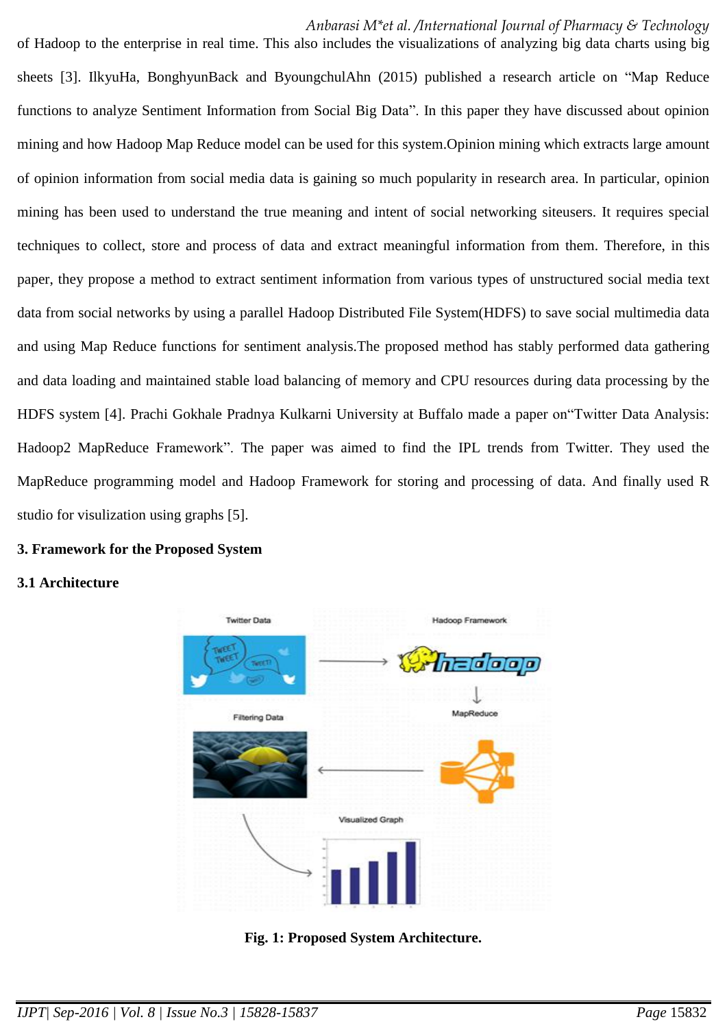of Hadoop to the enterprise in real time. This also includes the visualizations of analyzing big data charts using big sheets [3]. IlkyuHa, BonghyunBack and ByoungchulAhn (2015) published a research article on "Map Reduce functions to analyze Sentiment Information from Social Big Data". In this paper they have discussed about opinion mining and how Hadoop Map Reduce model can be used for this system.Opinion mining which extracts large amount of opinion information from social media data is gaining so much popularity in research area. In particular, opinion mining has been used to understand the true meaning and intent of social networking siteusers. It requires special techniques to collect, store and process of data and extract meaningful information from them. Therefore, in this paper, they propose a method to extract sentiment information from various types of unstructured social media text data from social networks by using a parallel Hadoop Distributed File System(HDFS) to save social multimedia data and using Map Reduce functions for sentiment analysis.The proposed method has stably performed data gathering and data loading and maintained stable load balancing of memory and CPU resources during data processing by the HDFS system [4]. Prachi Gokhale Pradnya Kulkarni University at Buffalo made a paper on"Twitter Data Analysis: Hadoop2 MapReduce Framework". The paper was aimed to find the IPL trends from Twitter. They used the MapReduce programming model and Hadoop Framework for storing and processing of data. And finally used R studio for visulization using graphs [5].

### 3. Framework for the Proposed System

### 3.1 Architecture

**Fig. 1: Proposed System Architecture.**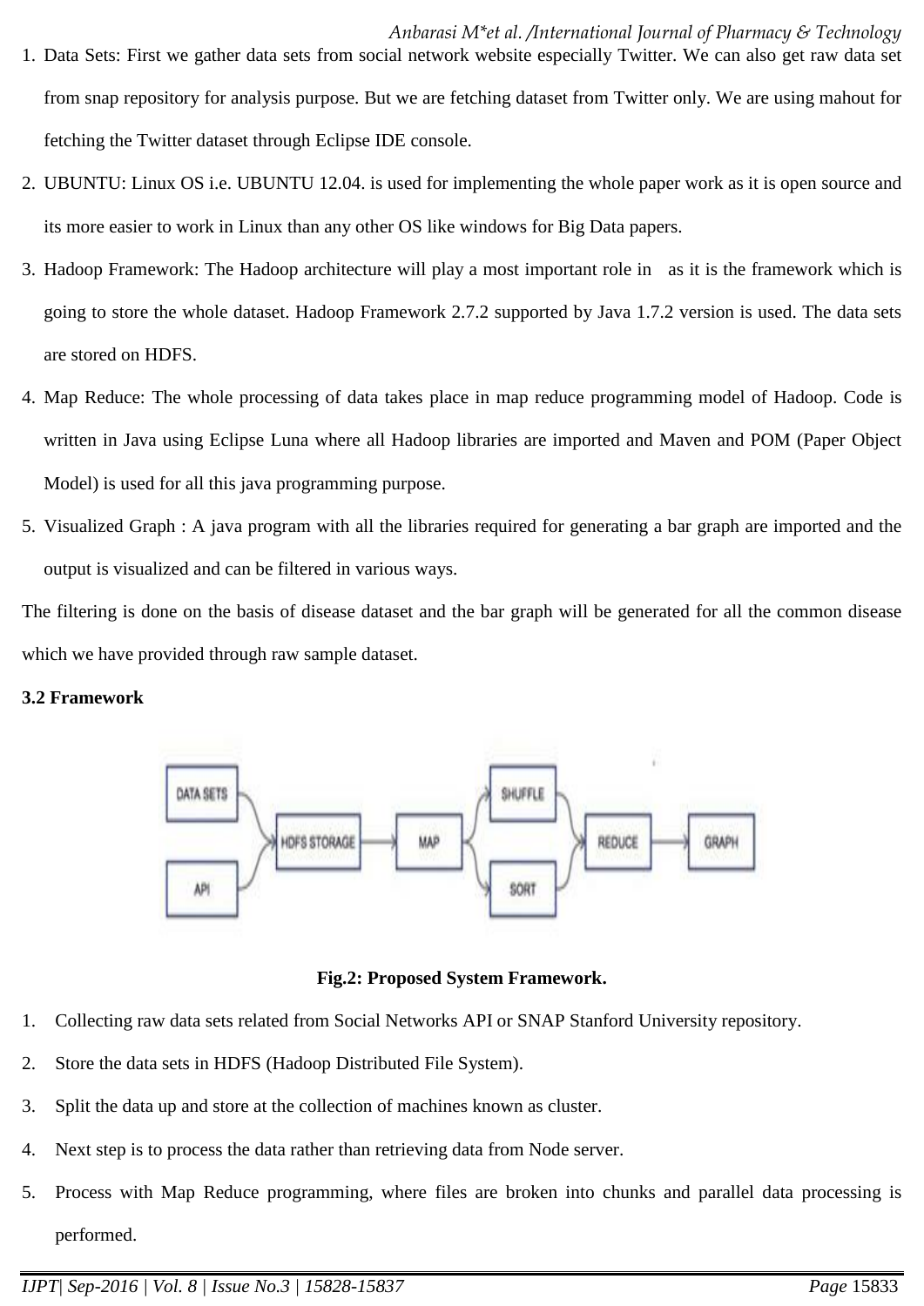1. Data Sets: First we gather data sets from social network website especially Twitter. We can also get raw data set from snap repository for analysis purpose. But we are fetching dataset from Twitter only. We are using mahout for fetching the Twitter dataset through Eclipse IDE console.
2. UBUNTU: Linux OS i.e. UBUNTU 12.04. is used for implementing the whole paper work as it is open source and its more easier to work in Linux than any other OS like windows for Big Data papers.
3. Hadoop Framework: The Hadoop architecture will play a most important role in as it is the framework which is going to store the whole dataset. Hadoop Framework 2.7.2 supported by Java 1.7.2 version is used. The data sets are stored on HDFS.
4. Map Reduce: The whole processing of data takes place in map reduce programming model of Hadoop. Code is written in Java using Eclipse Luna where all Hadoop libraries are imported and Maven and POM (Paper Object Model) is used for all this java programming purpose.
5. Visualized Graph : A java program with all the libraries required for generating a bar graph are imported and the output is visualized and can be filtered in various ways.

The filtering is done on the basis of disease dataset and the bar graph will be generated for all the common disease which we have provided through raw sample dataset.

**3.2 Framework**

**Fig.2: Proposed System Framework.**

1. Collecting raw data sets related from Social Networks API or SNAP Stanford University repository.
2. Store the data sets in HDFS (Hadoop Distributed File System).
3. Split the data up and store at the collection of machines known as cluster.
4. Next step is to process the data rather than retrieving data from Node server.
5. Process with Map Reduce programming, where files are broken into chunks and parallel data processing is performed.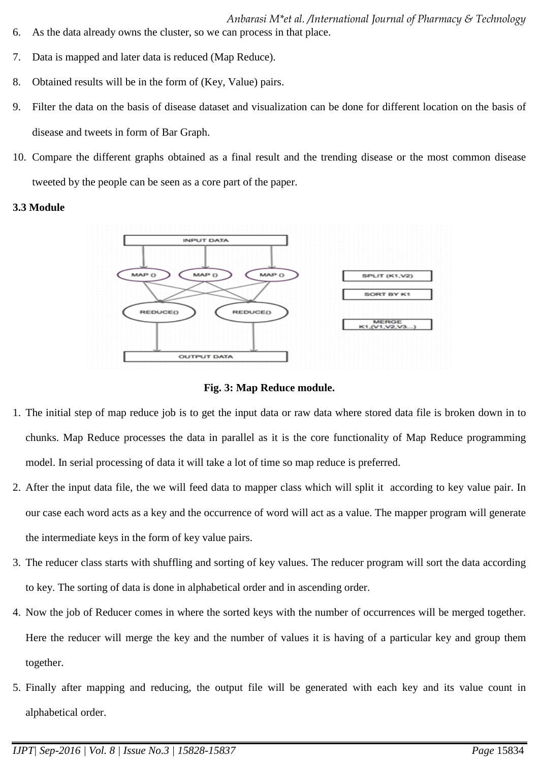6. As the data already owns the cluster, so we can process in that place.
7. Data is mapped and later data is reduced (Map Reduce).
8. Obtained results will be in the form of (Key, Value) pairs.
9. Filter the data on the basis of disease dataset and visualization can be done for different location on the basis of disease and tweets in form of Bar Graph.
10. Compare the different graphs obtained as a final result and the trending disease or the most common disease tweeted by the people can be seen as a core part of the paper.

**3.3 Module**

**Fig. 3: Map Reduce module.**

1. The initial step of map reduce job is to get the input data or raw data where stored data file is broken down in to chunks. Map Reduce processes the data in parallel as it is the core functionality of Map Reduce programming model. In serial processing of data it will take a lot of time so map reduce is preferred.
2. After the input data file, the we will feed data to mapper class which will split it according to key value pair. In our case each word acts as a key and the occurrence of word will act as a value. The mapper program will generate the intermediate keys in the form of key value pairs.
3. The reducer class starts with shuffling and sorting of key values. The reducer program will sort the data according to key. The sorting of data is done in alphabetical order and in ascending order.
4. Now the job of Reducer comes in where the sorted keys with the number of occurrences will be merged together. Here the reducer will merge the key and the number of values it is having of a particular key and group them together.
5. Finally after mapping and reducing, the output file will be generated with each key and its value count in alphabetical order.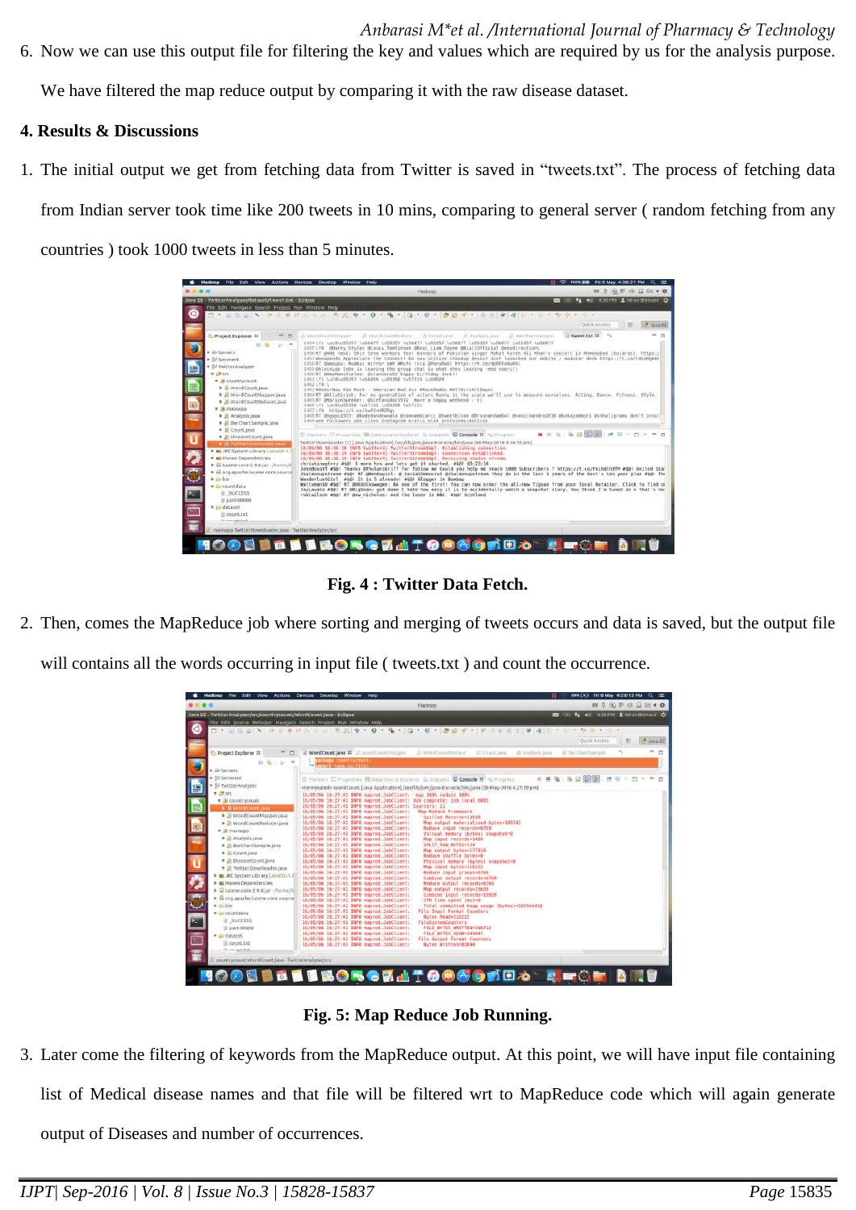6. Now we can use this output file for filtering the key and values which are required by us for the analysis purpose. We have filtered the map reduce output by comparing it with the raw disease dataset.

## 4. Results & Discussions

1. The initial output we get from fetching data from Twitter is saved in "tweets.txt". The process of fetching data from Indian server took time like 200 tweets in 10 mins, comparing to general server ( random fetching from any countries ) took 1000 tweets in less than 5 minutes.

**Fig. 4 : Twitter Data Fetch.**

2. Then, comes the MapReduce job where sorting and merging of tweets occurs and data is saved, but the output file will contains all the words occurring in input file ( tweets.txt ) and count the occurrence.

**Fig. 5: Map Reduce Job Running.**

3. Later come the filtering of keywords from the MapReduce output. At this point, we will have input file containing list of Medical disease names and that file will be filtered wrt to MapReduce code which will again generate output of Diseases and number of occurrences.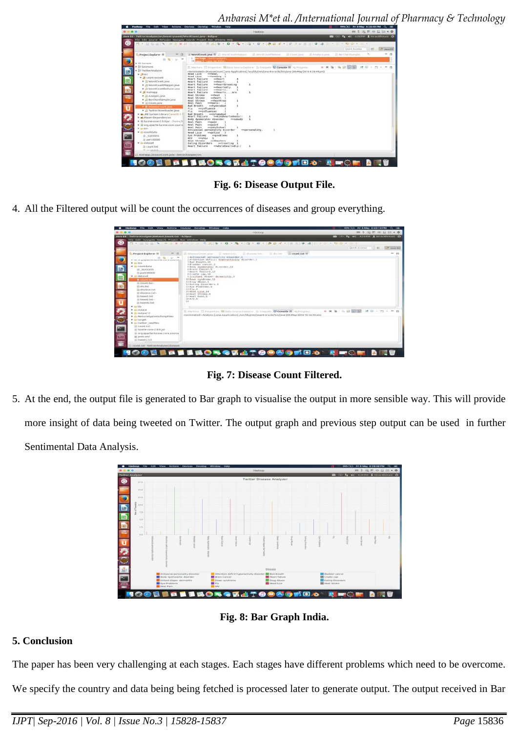**Fig. 6: Disease Output File.**

4. All the Filtered output will be count the occurrences of diseases and group everything.

**Fig. 7: Disease Count Filtered.**

5. At the end, the output file is generated to Bar graph to visualise the output in more sensible way. This will provide more insight of data being tweeted on Twitter. The output graph and previous step output can be used in further Sentimental Data Analysis.

**Fig. 8: Bar Graph India.**

## 5. Conclusion

The paper has been very challenging at each stages. Each stages have different problems which need to be overcome. We specify the country and data being being fetched is processed later to generate output. The output received in Bar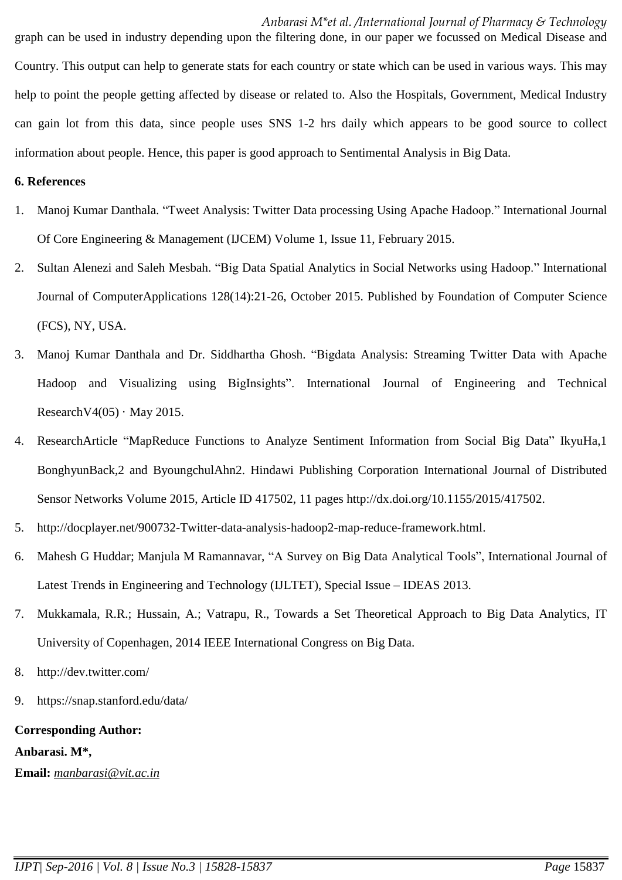graph can be used in industry depending upon the filtering done, in our paper we focussed on Medical Disease and Country. This output can help to generate stats for each country or state which can be used in various ways. This may help to point the people getting affected by disease or related to. Also the Hospitals, Government, Medical Industry can gain lot from this data, since people uses SNS 1-2 hrs daily which appears to be good source to collect information about people. Hence, this paper is good approach to Sentimental Analysis in Big Data.

## 6. References

1. Manoj Kumar Danthala. "Tweet Analysis: Twitter Data processing Using Apache Hadoop." International Journal Of Core Engineering & Management (IJCEM) Volume 1, Issue 11, February 2015.
2. Sultan Alenezi and Saleh Mesbah. "Big Data Spatial Analytics in Social Networks using Hadoop." International Journal of ComputerApplications 128(14):21-26, October 2015. Published by Foundation of Computer Science (FCS), NY, USA.
3. Manoj Kumar Danthala and Dr. Siddhartha Ghosh. "Bigdata Analysis: Streaming Twitter Data with Apache Hadoop and Visualizing using BigInsights". International Journal of Engineering and Technical ResearchV4(05) · May 2015.
4. ResearchArticle "MapReduce Functions to Analyze Sentiment Information from Social Big Data" IkyuHa,1 BonghyunBack,2 and ByoungchulAhn2. Hindawi Publishing Corporation International Journal of Distributed Sensor Networks Volume 2015, Article ID 417502, 11 pages http://dx.doi.org/10.1155/2015/417502.
5. http://docplayer.net/900732-Twitter-data-analysis-hadoop2-map-reduce-framework.html.
6. Mahesh G Huddar; Manjula M Ramannavar, "A Survey on Big Data Analytical Tools", International Journal of Latest Trends in Engineering and Technology (IJLTET), Special Issue – IDEAS 2013.
7. Mukkamala, R.R.; Hussain, A.; Vatrapu, R., Towards a Set Theoretical Approach to Big Data Analytics, IT University of Copenhagen, 2014 IEEE International Congress on Big Data.
8. http://dev.twitter.com/
9. https://snap.stanford.edu/data/

**Corresponding Author:**

**Anbarasi. M*,**

**Email:** *manbarasi@vit.ac.in*